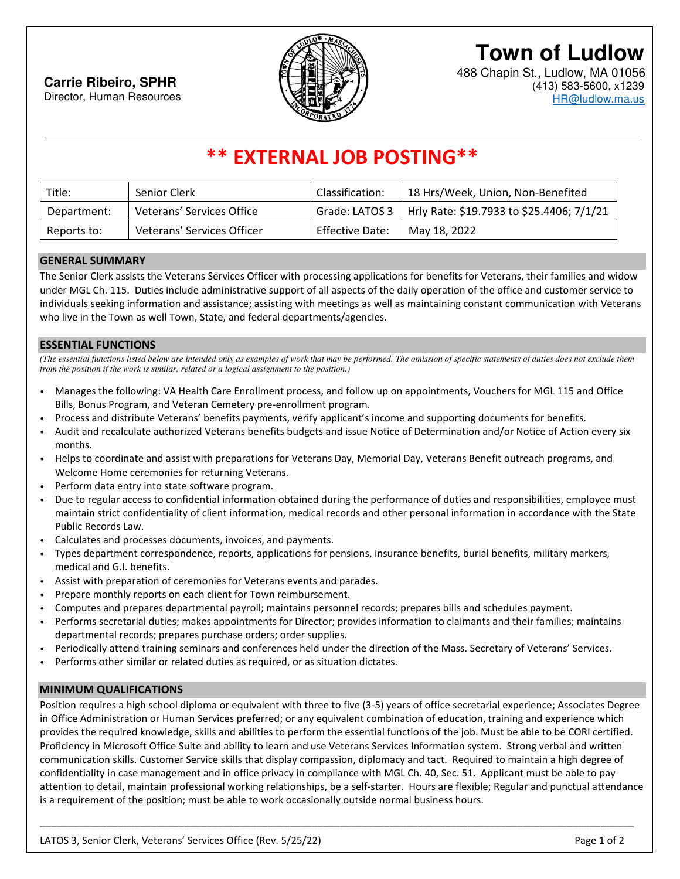**Carrie Ribeiro, SPHR**
Director, Human Resources

# Town of Ludlow

488 Chapin St., Ludlow, MA 01056
(413) 583-5600, x1239
HR@ludlow.ma.us

## ** EXTERNAL JOB POSTING**

| Title: | Senior Clerk | Classification: | 18 Hrs/Week, Union, Non-Benefited |
|---|---|---|---|
| Department: | Veterans' Services Office | Grade: LATOS 3 | Hrly Rate: $19.7933 to $25.4406; 7/1/21 |
| Reports to: | Veterans' Services Officer | Effective Date: | May 18, 2022 |

### GENERAL SUMMARY

The Senior Clerk assists the Veterans Services Officer with processing applications for benefits for Veterans, their families and widow under MGL Ch. 115. Duties include administrative support of all aspects of the daily operation of the office and customer service to individuals seeking information and assistance; assisting with meetings as well as maintaining constant communication with Veterans who live in the Town as well Town, State, and federal departments/agencies.

### ESSENTIAL FUNCTIONS

*(The essential functions listed below are intended only as examples of work that may be performed. The omission of specific statements of duties does not exclude them from the position if the work is similar, related or a logical assignment to the position.)*

- Manages the following: VA Health Care Enrollment process, and follow up on appointments, Vouchers for MGL 115 and Office Bills, Bonus Program, and Veteran Cemetery pre-enrollment program.
- Process and distribute Veterans' benefits payments, verify applicant's income and supporting documents for benefits.
- Audit and recalculate authorized Veterans benefits budgets and issue Notice of Determination and/or Notice of Action every six months.
- Helps to coordinate and assist with preparations for Veterans Day, Memorial Day, Veterans Benefit outreach programs, and Welcome Home ceremonies for returning Veterans.
- Perform data entry into state software program.
- Due to regular access to confidential information obtained during the performance of duties and responsibilities, employee must maintain strict confidentiality of client information, medical records and other personal information in accordance with the State Public Records Law.
- Calculates and processes documents, invoices, and payments.
- Types department correspondence, reports, applications for pensions, insurance benefits, burial benefits, military markers, medical and G.I. benefits.
- Assist with preparation of ceremonies for Veterans events and parades.
- Prepare monthly reports on each client for Town reimbursement.
- Computes and prepares departmental payroll; maintains personnel records; prepares bills and schedules payment.
- Performs secretarial duties; makes appointments for Director; provides information to claimants and their families; maintains departmental records; prepares purchase orders; order supplies.
- Periodically attend training seminars and conferences held under the direction of the Mass. Secretary of Veterans' Services.
- Performs other similar or related duties as required, or as situation dictates.

### MINIMUM QUALIFICATIONS

Position requires a high school diploma or equivalent with three to five (3-5) years of office secretarial experience; Associates Degree in Office Administration or Human Services preferred; or any equivalent combination of education, training and experience which provides the required knowledge, skills and abilities to perform the essential functions of the job. Must be able to be CORI certified. Proficiency in Microsoft Office Suite and ability to learn and use Veterans Services Information system. Strong verbal and written communication skills. Customer Service skills that display compassion, diplomacy and tact. Required to maintain a high degree of confidentiality in case management and in office privacy in compliance with MGL Ch. 40, Sec. 51. Applicant must be able to pay attention to detail, maintain professional working relationships, be a self-starter. Hours are flexible; Regular and punctual attendance is a requirement of the position; must be able to work occasionally outside normal business hours.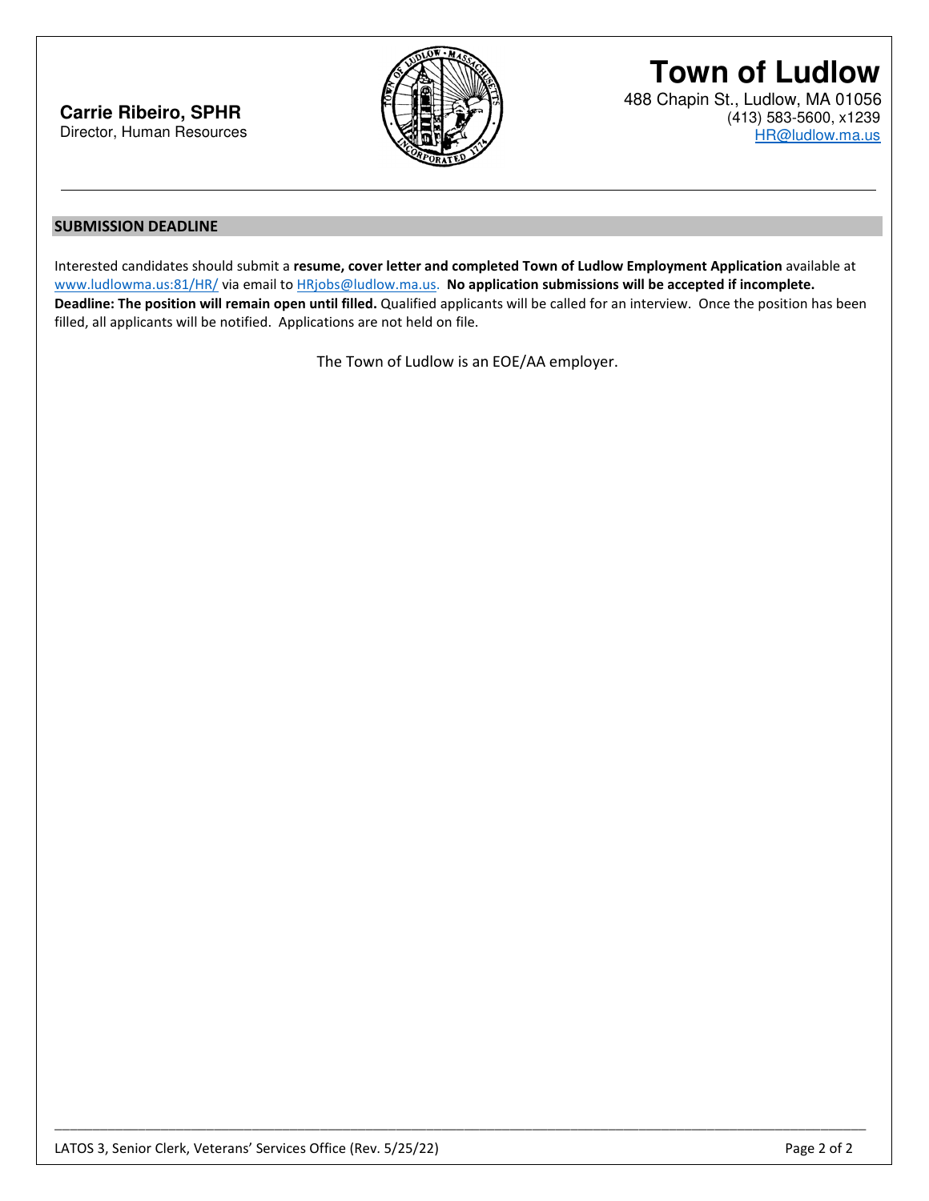**Carrie Ribeiro, SPHR**
Director, Human Resources

# Town of Ludlow

488 Chapin St., Ludlow, MA 01056
(413) 583-5600, x1239
HR@ludlow.ma.us

## SUBMISSION DEADLINE

Interested candidates should submit a **resume, cover letter and completed Town of Ludlow Employment Application** available at www.ludlowma.us:81/HR/ via email to HRjobs@ludlow.ma.us. **No application submissions will be accepted if incomplete.** **Deadline: The position will remain open until filled.** Qualified applicants will be called for an interview. Once the position has been filled, all applicants will be notified. Applications are not held on file.

The Town of Ludlow is an EOE/AA employer.